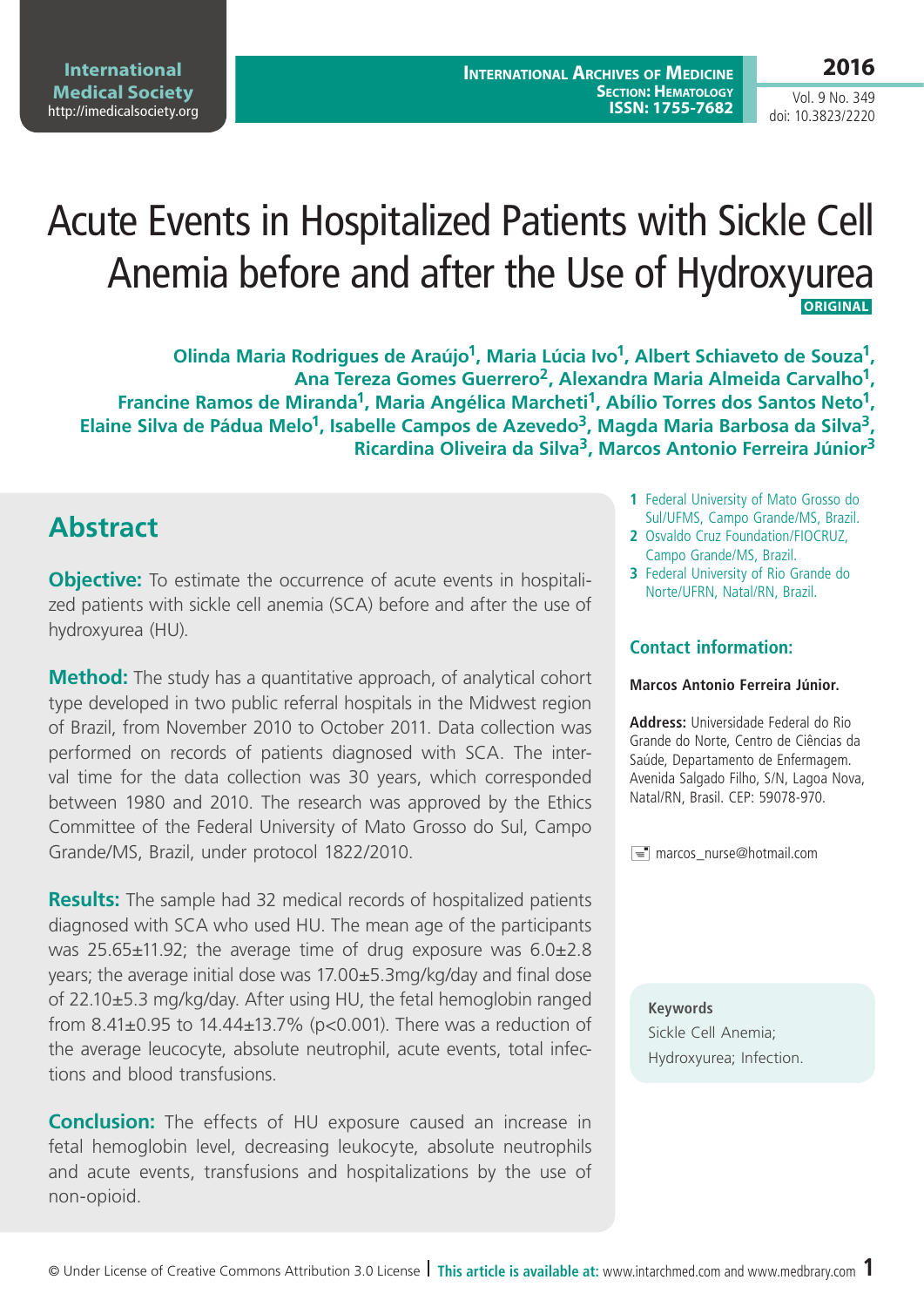# Acute Events in Hospitalized Patients with Sickle Cell Anemia before and after the Use of Hydroxyurea

**ORIGINAL**

**Olinda Maria Rodrigues de Araújo[1], Maria Lúcia Ivo[1], Albert Schiaveto de Souza[1], Ana Tereza Gomes Guerrero[2], Alexandra Maria Almeida Carvalho[1], Francine Ramos de Miranda[1], Maria Angélica Marcheti[1], Abílio Torres dos Santos Neto[1], Elaine Silva de Pádua Melo[1], Isabelle Campos de Azevedo[3], Magda Maria Barbosa da Silva[3], Ricardina Oliveira da Silva[3], Marcos Antonio Ferreira Júnior[3]**

1 Federal University of Mato Grosso do Sul/UFMS, Campo Grande/MS, Brazil.
2 Osvaldo Cruz Foundation/FIOCRUZ, Campo Grande/MS, Brazil.
3 Federal University of Rio Grande do Norte/UFRN, Natal/RN, Brazil.

### Contact information:

**Marcos Antonio Ferreira Júnior.**

**Address:** Universidade Federal do Rio Grande do Norte, Centro de Ciências da Saúde, Departamento de Enfermagem. Avenida Salgado Filho, S/N, Lagoa Nova, Natal/RN, Brasil. CEP: 59078-970.

marcos_nurse@hotmail.com

## Abstract

**Objective:** To estimate the occurrence of acute events in hospitalized patients with sickle cell anemia (SCA) before and after the use of hydroxyurea (HU).

**Method:** The study has a quantitative approach, of analytical cohort type developed in two public referral hospitals in the Midwest region of Brazil, from November 2010 to October 2011. Data collection was performed on records of patients diagnosed with SCA. The interval time for the data collection was 30 years, which corresponded between 1980 and 2010. The research was approved by the Ethics Committee of the Federal University of Mato Grosso do Sul, Campo Grande/MS, Brazil, under protocol 1822/2010.

**Results:** The sample had 32 medical records of hospitalized patients diagnosed with SCA who used HU. The mean age of the participants was 25.65±11.92; the average time of drug exposure was 6.0±2.8 years; the average initial dose was 17.00±5.3mg/kg/day and final dose of 22.10±5.3 mg/kg/day. After using HU, the fetal hemoglobin ranged from 8.41±0.95 to 14.44±13.7% ($p<0.001$). There was a reduction of the average leucocyte, absolute neutrophil, acute events, total infections and blood transfusions.

**Conclusion:** The effects of HU exposure caused an increase in fetal hemoglobin level, decreasing leukocyte, absolute neutrophils and acute events, transfusions and hospitalizations by the use of non-opioid.

**Keywords**
Sickle Cell Anemia; Hydroxyurea; Infection.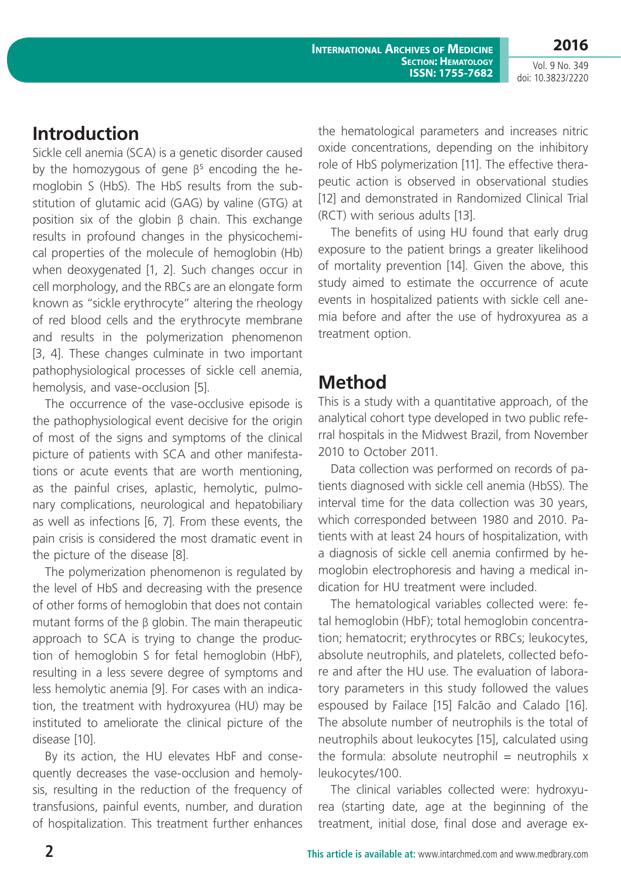## Introduction

Sickle cell anemia (SCA) is a genetic disorder caused by the homozygous of gene $\beta^S$ encoding the hemoglobin S (HbS). The HbS results from the substitution of glutamic acid (GAG) by valine (GTG) at position six of the globin β chain. This exchange results in profound changes in the physicochemical properties of the molecule of hemoglobin (Hb) when deoxygenated [1, 2]. Such changes occur in cell morphology, and the RBCs are an elongate form known as "sickle erythrocyte" altering the rheology of red blood cells and the erythrocyte membrane and results in the polymerization phenomenon [3, 4]. These changes culminate in two important pathophysiological processes of sickle cell anemia, hemolysis, and vase-occlusion [5].

The occurrence of the vase-occlusive episode is the pathophysiological event decisive for the origin of most of the signs and symptoms of the clinical picture of patients with SCA and other manifestations or acute events that are worth mentioning, as the painful crises, aplastic, hemolytic, pulmonary complications, neurological and hepatobiliary as well as infections [6, 7]. From these events, the pain crisis is considered the most dramatic event in the picture of the disease [8].

The polymerization phenomenon is regulated by the level of HbS and decreasing with the presence of other forms of hemoglobin that does not contain mutant forms of the β globin. The main therapeutic approach to SCA is trying to change the production of hemoglobin S for fetal hemoglobin (HbF), resulting in a less severe degree of symptoms and less hemolytic anemia [9]. For cases with an indication, the treatment with hydroxyurea (HU) may be instituted to ameliorate the clinical picture of the disease [10].

By its action, the HU elevates HbF and consequently decreases the vase-occlusion and hemolysis, resulting in the reduction of the frequency of transfusions, painful events, number, and duration of hospitalization. This treatment further enhances the hematological parameters and increases nitric oxide concentrations, depending on the inhibitory role of HbS polymerization [11]. The effective therapeutic action is observed in observational studies [12] and demonstrated in Randomized Clinical Trial (RCT) with serious adults [13].

The benefits of using HU found that early drug exposure to the patient brings a greater likelihood of mortality prevention [14]. Given the above, this study aimed to estimate the occurrence of acute events in hospitalized patients with sickle cell anemia before and after the use of hydroxyurea as a treatment option.

## Method

This is a study with a quantitative approach, of the analytical cohort type developed in two public referral hospitals in the Midwest Brazil, from November 2010 to October 2011.

Data collection was performed on records of patients diagnosed with sickle cell anemia (HbSS). The interval time for the data collection was 30 years, which corresponded between 1980 and 2010. Patients with at least 24 hours of hospitalization, with a diagnosis of sickle cell anemia confirmed by hemoglobin electrophoresis and having a medical indication for HU treatment were included.

The hematological variables collected were: fetal hemoglobin (HbF); total hemoglobin concentration; hematocrit; erythrocytes or RBCs; leukocytes, absolute neutrophils, and platelets, collected before and after the HU use. The evaluation of laboratory parameters in this study followed the values espoused by Failace [15] Falcão and Calado [16]. The absolute number of neutrophils is the total of neutrophils about leukocytes [15], calculated using the formula: absolute neutrophil = neutrophils x leukocytes/100.

The clinical variables collected were: hydroxyurea (starting date, age at the beginning of the treatment, initial dose, final dose and average ex-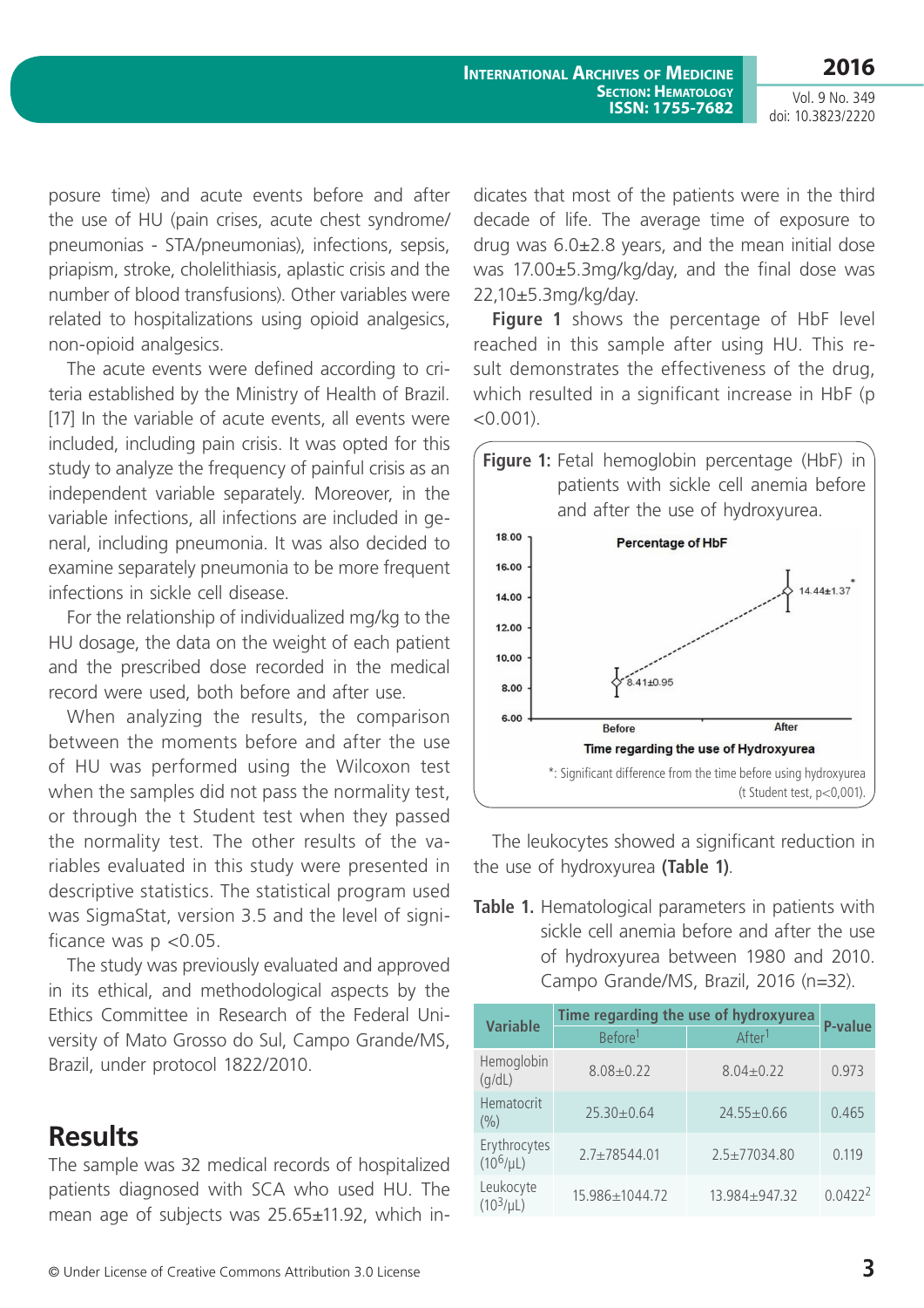posure time) and acute events before and after the use of HU (pain crises, acute chest syndrome/ pneumonias - STA/pneumonias), infections, sepsis, priapism, stroke, cholelithiasis, aplastic crisis and the number of blood transfusions). Other variables were related to hospitalizations using opioid analgesics, non-opioid analgesics.

The acute events were defined according to criteria established by the Ministry of Health of Brazil. [17] In the variable of acute events, all events were included, including pain crisis. It was opted for this study to analyze the frequency of painful crisis as an independent variable separately. Moreover, in the variable infections, all infections are included in general, including pneumonia. It was also decided to examine separately pneumonia to be more frequent infections in sickle cell disease.

For the relationship of individualized mg/kg to the HU dosage, the data on the weight of each patient and the prescribed dose recorded in the medical record were used, both before and after use.

When analyzing the results, the comparison between the moments before and after the use of HU was performed using the Wilcoxon test when the samples did not pass the normality test, or through the t Student test when they passed the normality test. The other results of the variables evaluated in this study were presented in descriptive statistics. The statistical program used was SigmaStat, version 3.5 and the level of significance was $p < 0.05$.

The study was previously evaluated and approved in its ethical, and methodological aspects by the Ethics Committee in Research of the Federal University of Mato Grosso do Sul, Campo Grande/MS, Brazil, under protocol 1822/2010.

## Results

The sample was 32 medical records of hospitalized patients diagnosed with SCA who used HU. The mean age of subjects was 25.65±11.92, which indicates that most of the patients were in the third decade of life. The average time of exposure to drug was 6.0±2.8 years, and the mean initial dose was 17.00±5.3mg/kg/day, and the final dose was 22,10±5.3mg/kg/day.

**Figure 1** shows the percentage of HbF level reached in this sample after using HU. This result demonstrates the effectiveness of the drug, which resulted in a significant increase in HbF ($p < 0.001$).

**Figure 1:** Fetal hemoglobin percentage (HbF) in patients with sickle cell anemia before and after the use of hydroxyurea.

*: Significant difference from the time before using hydroxyurea (t Student test, p<0,001).

The leukocytes showed a significant reduction in the use of hydroxyurea **(Table 1)**.

**Table 1.** Hematological parameters in patients with sickle cell anemia before and after the use of hydroxyurea between 1980 and 2010. Campo Grande/MS, Brazil, 2016 (n=32).

| Variable | Time regarding the use of hydroxyurea | | P-value |
|---|---|---|---|
| | Before[1] | After[1] | |
| Hemoglobin (g/dL) | 8.08±0.22 | 8.04±0.22 | 0.973 |
| Hematocrit (%) | 25.30±0.64 | 24.55±0.66 | 0.465 |
| Erythrocytes ($10^6$/μL) | 2.7±78544.01 | 2.5±77034.80 | 0.119 |
| Leukocyte ($10^3$/μL) | 15.986±1044.72 | 13.984±947.32 | 0.0422[2] |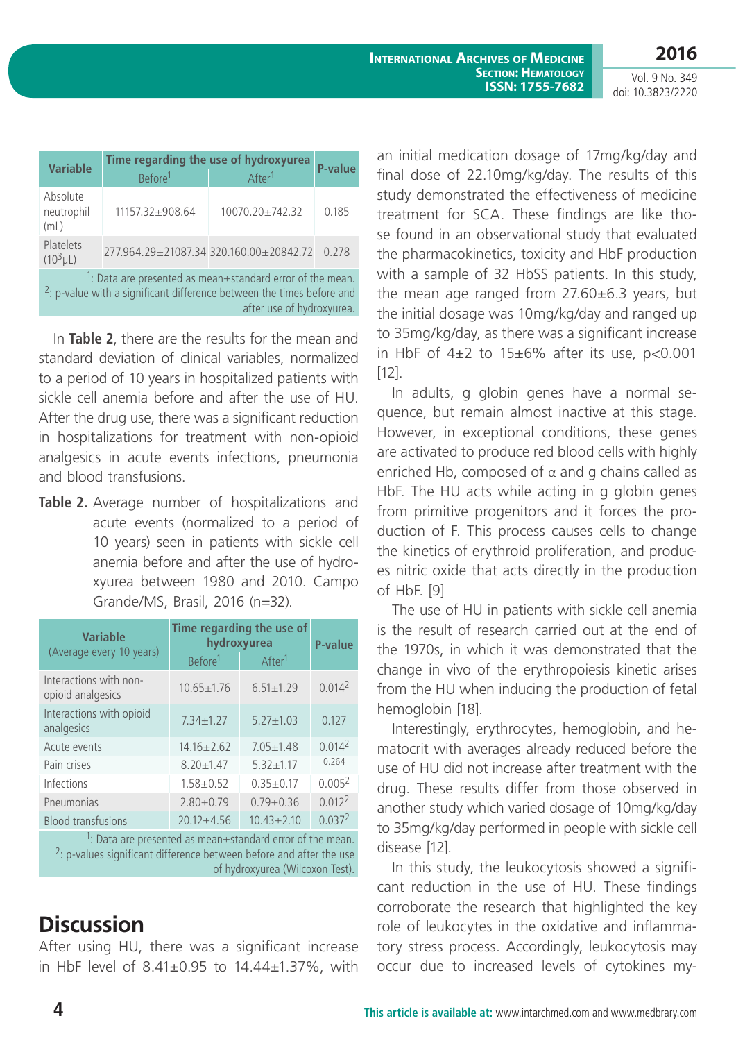| Variable | Time regarding the use of hydroxyurea | | P-value |
|---|---|---|---|
| | Before[1] | After[1] | |
| Absolute neutrophil (mL) | 11157.32±908.64 | 10070.20±742.32 | 0.185 |
| Platelets ($10^3$µL) | 277.964.29±21087.34 | 320.160.00±20842.72 | 0.278 |

[1]: Data are presented as mean±standard error of the mean.
[2]: p-value with a significant difference between the times before and after use of hydroxyurea.

In **Table 2**, there are the results for the mean and standard deviation of clinical variables, normalized to a period of 10 years in hospitalized patients with sickle cell anemia before and after the use of HU. After the drug use, there was a significant reduction in hospitalizations for treatment with non-opioid analgesics in acute events infections, pneumonia and blood transfusions.

**Table 2.** Average number of hospitalizations and acute events (normalized to a period of 10 years) seen in patients with sickle cell anemia before and after the use of hydroxyurea between 1980 and 2010. Campo Grande/MS, Brasil, 2016 (n=32).

| Variable (Average every 10 years) | Time regarding the use of hydroxyurea | | P-value |
|---|---|---|---|
| | Before[1] | After[1] | |
| Interactions with non-opioid analgesics | 10.65±1.76 | 6.51±1.29 | 0.014[2] |
| Interactions with opioid analgesics | 7.34±1.27 | 5.27±1.03 | 0.127 |
| Acute events | 14.16±2.62 | 7.05±1.48 | 0.014[2] |
| Pain crises | 8.20±1.47 | 5.32±1.17 | 0.264 |
| Infections | 1.58±0.52 | 0.35±0.17 | 0.005[2] |
| Pneumonias | 2.80±0.79 | 0.79±0.36 | 0.012[2] |
| Blood transfusions | 20.12±4.56 | 10.43±2.10 | 0.037[2] |

[1]: Data are presented as mean±standard error of the mean.
[2]: p-values significant difference between before and after the use of hydroxyurea (Wilcoxon Test).

## Discussion

After using HU, there was a significant increase in HbF level of 8.41±0.95 to 14.44±1.37%, with an initial medication dosage of 17mg/kg/day and final dose of 22.10mg/kg/day. The results of this study demonstrated the effectiveness of medicine treatment for SCA. These findings are like those found in an observational study that evaluated the pharmacokinetics, toxicity and HbF production with a sample of 32 HbSS patients. In this study, the mean age ranged from 27.60±6.3 years, but the initial dosage was 10mg/kg/day and ranged up to 35mg/kg/day, as there was a significant increase in HbF of 4±2 to 15±6% after its use, p<0.001 [12].

In adults, g globin genes have a normal sequence, but remain almost inactive at this stage. However, in exceptional conditions, these genes are activated to produce red blood cells with highly enriched Hb, composed of α and g chains called as HbF. The HU acts while acting in g globin genes from primitive progenitors and it forces the production of F. This process causes cells to change the kinetics of erythroid proliferation, and produces nitric oxide that acts directly in the production of HbF. [9]

The use of HU in patients with sickle cell anemia is the result of research carried out at the end of the 1970s, in which it was demonstrated that the change in vivo of the erythropoiesis kinetic arises from the HU when inducing the production of fetal hemoglobin [18].

Interestingly, erythrocytes, hemoglobin, and hematocrit with averages already reduced before the use of HU did not increase after treatment with the drug. These results differ from those observed in another study which varied dosage of 10mg/kg/day to 35mg/kg/day performed in people with sickle cell disease [12].

In this study, the leukocytosis showed a significant reduction in the use of HU. These findings corroborate the research that highlighted the key role of leukocytes in the oxidative and inflammatory stress process. Accordingly, leukocytosis may occur due to increased levels of cytokines my-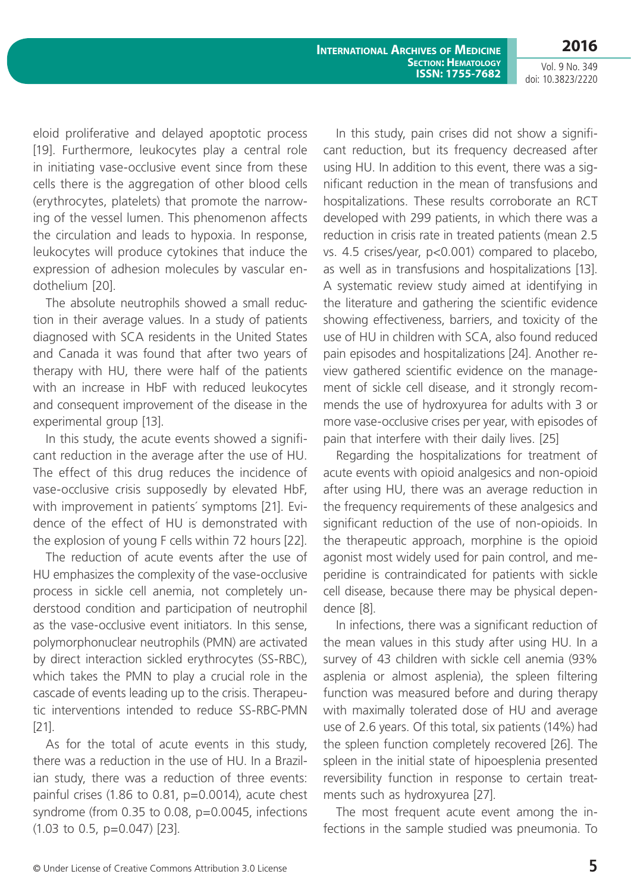eloid proliferative and delayed apoptotic process [19]. Furthermore, leukocytes play a central role in initiating vase-occlusive event since from these cells there is the aggregation of other blood cells (erythrocytes, platelets) that promote the narrowing of the vessel lumen. This phenomenon affects the circulation and leads to hypoxia. In response, leukocytes will produce cytokines that induce the expression of adhesion molecules by vascular endothelium [20].

The absolute neutrophils showed a small reduction in their average values. In a study of patients diagnosed with SCA residents in the United States and Canada it was found that after two years of therapy with HU, there were half of the patients with an increase in HbF with reduced leukocytes and consequent improvement of the disease in the experimental group [13].

In this study, the acute events showed a significant reduction in the average after the use of HU. The effect of this drug reduces the incidence of vase-occlusive crisis supposedly by elevated HbF, with improvement in patients´ symptoms [21]. Evidence of the effect of HU is demonstrated with the explosion of young F cells within 72 hours [22].

The reduction of acute events after the use of HU emphasizes the complexity of the vase-occlusive process in sickle cell anemia, not completely understood condition and participation of neutrophil as the vase-occlusive event initiators. In this sense, polymorphonuclear neutrophils (PMN) are activated by direct interaction sickled erythrocytes (SS-RBC), which takes the PMN to play a crucial role in the cascade of events leading up to the crisis. Therapeutic interventions intended to reduce SS-RBC-PMN [21].

As for the total of acute events in this study, there was a reduction in the use of HU. In a Brazilian study, there was a reduction of three events: painful crises (1.86 to 0.81, $p=0.0014$), acute chest syndrome (from 0.35 to 0.08, $p=0.0045$, infections (1.03 to 0.5, $p=0.047$) [23].

In this study, pain crises did not show a significant reduction, but its frequency decreased after using HU. In addition to this event, there was a significant reduction in the mean of transfusions and hospitalizations. These results corroborate an RCT developed with 299 patients, in which there was a reduction in crisis rate in treated patients (mean 2.5 vs. 4.5 crises/year, $p<0.001$) compared to placebo, as well as in transfusions and hospitalizations [13]. A systematic review study aimed at identifying in the literature and gathering the scientific evidence showing effectiveness, barriers, and toxicity of the use of HU in children with SCA, also found reduced pain episodes and hospitalizations [24]. Another review gathered scientific evidence on the management of sickle cell disease, and it strongly recommends the use of hydroxyurea for adults with 3 or more vase-occlusive crises per year, with episodes of pain that interfere with their daily lives. [25]

Regarding the hospitalizations for treatment of acute events with opioid analgesics and non-opioid after using HU, there was an average reduction in the frequency requirements of these analgesics and significant reduction of the use of non-opioids. In the therapeutic approach, morphine is the opioid agonist most widely used for pain control, and meperidine is contraindicated for patients with sickle cell disease, because there may be physical dependence [8].

In infections, there was a significant reduction of the mean values in this study after using HU. In a survey of 43 children with sickle cell anemia (93% asplenia or almost asplenia), the spleen filtering function was measured before and during therapy with maximally tolerated dose of HU and average use of 2.6 years. Of this total, six patients (14%) had the spleen function completely recovered [26]. The spleen in the initial state of hipoesplenia presented reversibility function in response to certain treatments such as hydroxyurea [27].

The most frequent acute event among the infections in the sample studied was pneumonia. To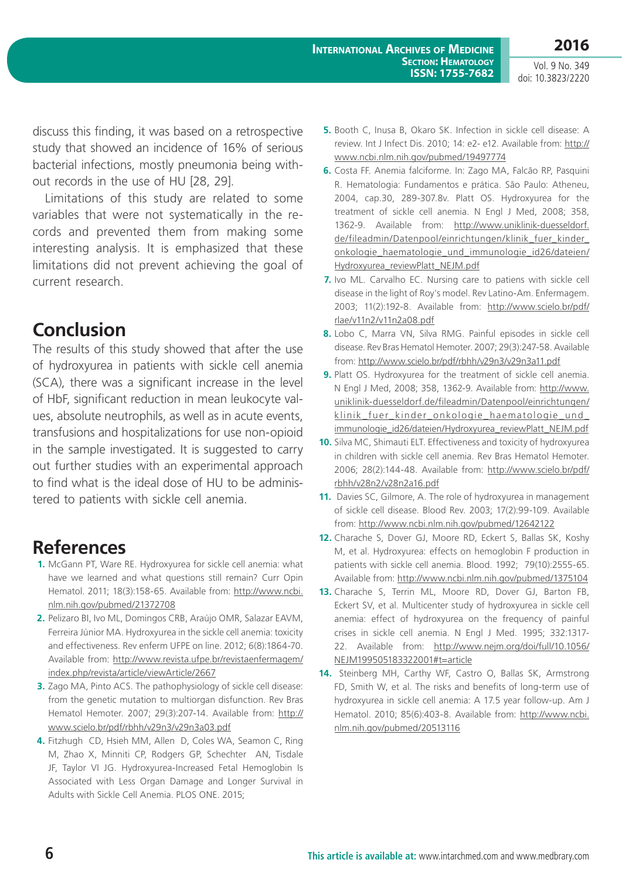discuss this finding, it was based on a retrospective study that showed an incidence of 16% of serious bacterial infections, mostly pneumonia being without records in the use of HU [28, 29].

Limitations of this study are related to some variables that were not systematically in the records and prevented them from making some interesting analysis. It is emphasized that these limitations did not prevent achieving the goal of current research.

## Conclusion

The results of this study showed that after the use of hydroxyurea in patients with sickle cell anemia (SCA), there was a significant increase in the level of HbF, significant reduction in mean leukocyte values, absolute neutrophils, as well as in acute events, transfusions and hospitalizations for use non-opioid in the sample investigated. It is suggested to carry out further studies with an experimental approach to find what is the ideal dose of HU to be administered to patients with sickle cell anemia.

## References

1. McGann PT, Ware RE. Hydroxyurea for sickle cell anemia: what have we learned and what questions still remain? Curr Opin Hematol. 2011; 18(3):158-65. Available from: http://www.ncbi.nlm.nih.gov/pubmed/21372708
2. Pelizaro BI, Ivo ML, Domingos CRB, Araújo OMR, Salazar EAVM, Ferreira Júnior MA. Hydroxyurea in the sickle cell anemia: toxicity and effectiveness. Rev enferm UFPE on line. 2012; 6(8):1864-70. Available from: http://www.revista.ufpe.br/revistaenfermagem/index.php/revista/article/viewArticle/2667
3. Zago MA, Pinto ACS. The pathophysiology of sickle cell disease: from the genetic mutation to multiorgan disfunction. Rev Bras Hematol Hemoter. 2007; 29(3):207-14. Available from: http://www.scielo.br/pdf/rbhh/v29n3/v29n3a03.pdf
4. Fitzhugh CD, Hsieh MM, Allen D, Coles WA, Seamon C, Ring M, Zhao X, Minniti CP, Rodgers GP, Schechter AN, Tisdale JF, Taylor VI JG. Hydroxyurea-Increased Fetal Hemoglobin Is Associated with Less Organ Damage and Longer Survival in Adults with Sickle Cell Anemia. PLOS ONE. 2015;
5. Booth C, Inusa B, Okaro SK. Infection in sickle cell disease: A review. Int J Infect Dis. 2010; 14: e2- e12. Available from: http://www.ncbi.nlm.nih.gov/pubmed/19497774
6. Costa FF. Anemia falciforme. In: Zago MA, Falcão RP, Pasquini R. Hematologia: Fundamentos e prática. São Paulo: Atheneu, 2004, cap.30, 289-307.8v. Platt OS. Hydroxyurea for the treatment of sickle cell anemia. N Engl J Med, 2008; 358, 1362-9. Available from: http://www.uniklinik-duesseldorf.de/fileadmin/Datenpool/einrichtungen/klinik_fuer_kinder_onkologie_haematologie_und_immunologie_id26/dateien/Hydroxyurea_reviewPlatt_NEJM.pdf
7. Ivo ML. Carvalho EC. Nursing care to patiens with sickle cell disease in the light of Roy's model. Rev Latino-Am. Enfermagem. 2003; 11(2):192-8. Available from: http://www.scielo.br/pdf/rlae/v11n2/v11n2a08.pdf
8. Lobo C, Marra VN, Silva RMG. Painful episodes in sickle cell disease. Rev Bras Hematol Hemoter. 2007; 29(3):247-58. Available from: http://www.scielo.br/pdf/rbhh/v29n3/v29n3a11.pdf
9. Platt OS. Hydroxyurea for the treatment of sickle cell anemia. N Engl J Med, 2008; 358, 1362-9. Available from: http://www.uniklinik-duesseldorf.de/fileadmin/Datenpool/einrichtungen/klinik_fuer_kinder_onkologie_haematologie_und_immunologie_id26/dateien/Hydroxyurea_reviewPlatt_NEJM.pdf
10. Silva MC, Shimauti ELT. Effectiveness and toxicity of hydroxyurea in children with sickle cell anemia. Rev Bras Hematol Hemoter. 2006; 28(2):144-48. Available from: http://www.scielo.br/pdf/rbhh/v28n2/v28n2a16.pdf
11. Davies SC, Gilmore, A. The role of hydroxyurea in management of sickle cell disease. Blood Rev. 2003; 17(2):99-109. Available from: http://www.ncbi.nlm.nih.gov/pubmed/12642122
12. Charache S, Dover GJ, Moore RD, Eckert S, Ballas SK, Koshy M, et al. Hydroxyurea: effects on hemoglobin F production in patients with sickle cell anemia. Blood. 1992; 79(10):2555-65. Available from: http://www.ncbi.nlm.nih.gov/pubmed/1375104
13. Charache S, Terrin ML, Moore RD, Dover GJ, Barton FB, Eckert SV, et al. Multicenter study of hydroxyurea in sickle cell anemia: effect of hydroxyurea on the frequency of painful crises in sickle cell anemia. N Engl J Med. 1995; 332:1317-22. Available from: http://www.nejm.org/doi/full/10.1056/NEJM199505183322001#t=article
14. Steinberg MH, Carthy WF, Castro O, Ballas SK, Armstrong FD, Smith W, et al. The risks and benefits of long-term use of hydroxyurea in sickle cell anemia: A 17.5 year follow-up. Am J Hematol. 2010; 85(6):403-8. Available from: http://www.ncbi.nlm.nih.gov/pubmed/20513116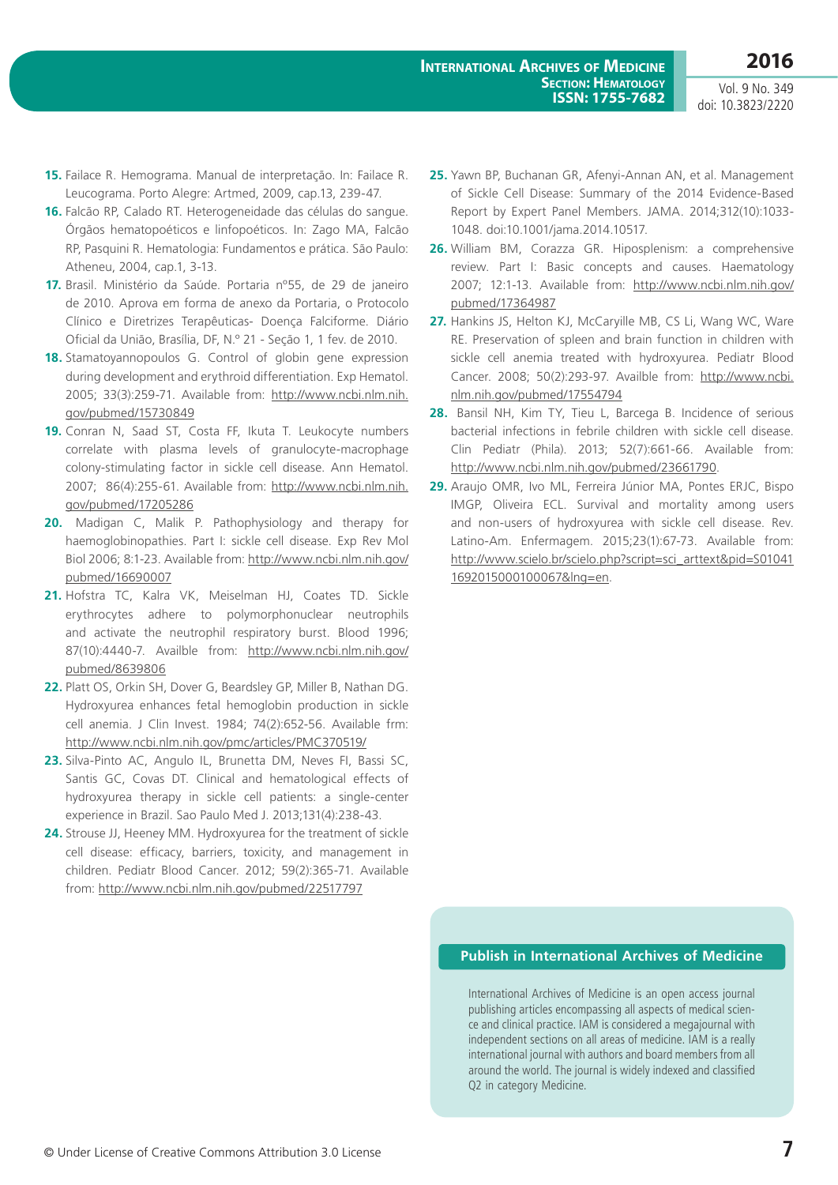15. Failace R. Hemograma. Manual de interpretação. In: Failace R. Leucograma. Porto Alegre: Artmed, 2009, cap.13, 239-47.
16. Falcão RP, Calado RT. Heterogeneidade das células do sangue. Órgãos hematopoéticos e linfopoéticos. In: Zago MA, Falcão RP, Pasquini R. Hematologia: Fundamentos e prática. São Paulo: Atheneu, 2004, cap.1, 3-13.
17. Brasil. Ministério da Saúde. Portaria nº55, de 29 de janeiro de 2010. Aprova em forma de anexo da Portaria, o Protocolo Clínico e Diretrizes Terapêuticas- Doença Falciforme. Diário Oficial da União, Brasília, DF, N.º 21 - Seção 1, 1 fev. de 2010.
18. Stamatoyannopoulos G. Control of globin gene expression during development and erythroid differentiation. Exp Hematol. 2005; 33(3):259-71. Available from: http://www.ncbi.nlm.nih.gov/pubmed/15730849
19. Conran N, Saad ST, Costa FF, Ikuta T. Leukocyte numbers correlate with plasma levels of granulocyte-macrophage colony-stimulating factor in sickle cell disease. Ann Hematol. 2007; 86(4):255-61. Available from: http://www.ncbi.nlm.nih.gov/pubmed/17205286
20. Madigan C, Malik P. Pathophysiology and therapy for haemoglobinopathies. Part I: sickle cell disease. Exp Rev Mol Biol 2006; 8:1-23. Available from: http://www.ncbi.nlm.nih.gov/pubmed/16690007
21. Hofstra TC, Kalra VK, Meiselman HJ, Coates TD. Sickle erythrocytes adhere to polymorphonuclear neutrophils and activate the neutrophil respiratory burst. Blood 1996; 87(10):4440-7. Availble from: http://www.ncbi.nlm.nih.gov/pubmed/8639806
22. Platt OS, Orkin SH, Dover G, Beardsley GP, Miller B, Nathan DG. Hydroxyurea enhances fetal hemoglobin production in sickle cell anemia. J Clin Invest. 1984; 74(2):652-56. Available frm: http://www.ncbi.nlm.nih.gov/pmc/articles/PMC370519/
23. Silva-Pinto AC, Angulo IL, Brunetta DM, Neves FI, Bassi SC, Santis GC, Covas DT. Clinical and hematological effects of hydroxyurea therapy in sickle cell patients: a single-center experience in Brazil. Sao Paulo Med J. 2013;131(4):238-43.
24. Strouse JJ, Heeney MM. Hydroxyurea for the treatment of sickle cell disease: efficacy, barriers, toxicity, and management in children. Pediatr Blood Cancer. 2012; 59(2):365-71. Available from: http://www.ncbi.nlm.nih.gov/pubmed/22517797
25. Yawn BP, Buchanan GR, Afenyi-Annan AN, et al. Management of Sickle Cell Disease: Summary of the 2014 Evidence-Based Report by Expert Panel Members. JAMA. 2014;312(10):1033-1048. doi:10.1001/jama.2014.10517.
26. William BM, Corazza GR. Hiposplenism: a comprehensive review. Part I: Basic concepts and causes. Haematology 2007; 12:1-13. Available from: http://www.ncbi.nlm.nih.gov/pubmed/17364987
27. Hankins JS, Helton KJ, McCaryille MB, CS Li, Wang WC, Ware RE. Preservation of spleen and brain function in children with sickle cell anemia treated with hydroxyurea. Pediatr Blood Cancer. 2008; 50(2):293-97. Availble from: http://www.ncbi.nlm.nih.gov/pubmed/17554794
28. Bansil NH, Kim TY, Tieu L, Barcega B. Incidence of serious bacterial infections in febrile children with sickle cell disease. Clin Pediatr (Phila). 2013; 52(7):661-66. Available from: http://www.ncbi.nlm.nih.gov/pubmed/23661790.
29. Araujo OMR, Ivo ML, Ferreira Júnior MA, Pontes ERJC, Bispo IMGP, Oliveira ECL. Survival and mortality among users and non-users of hydroxyurea with sickle cell disease. Rev. Latino-Am. Enfermagem. 2015;23(1):67-73. Available from: http://www.scielo.br/scielo.php?script=sci_arttext&pid=S010411692015000100067&lng=en.

**Publish in International Archives of Medicine**

International Archives of Medicine is an open access journal publishing articles encompassing all aspects of medical science and clinical practice. IAM is considered a megajournal with independent sections on all areas of medicine. IAM is a really international journal with authors and board members from all around the world. The journal is widely indexed and classified Q2 in category Medicine.